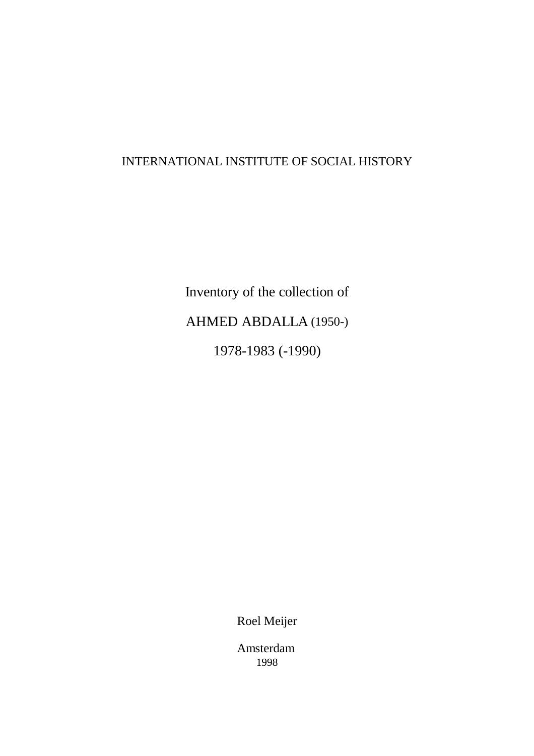INTERNATIONAL INSTITUTE OF SOCIAL HISTORY

# Inventory of the collection of

# AHMED ABDALLA (1950-)

# 1978-1983 (-1990)

Roel Meijer

Amsterdam
1998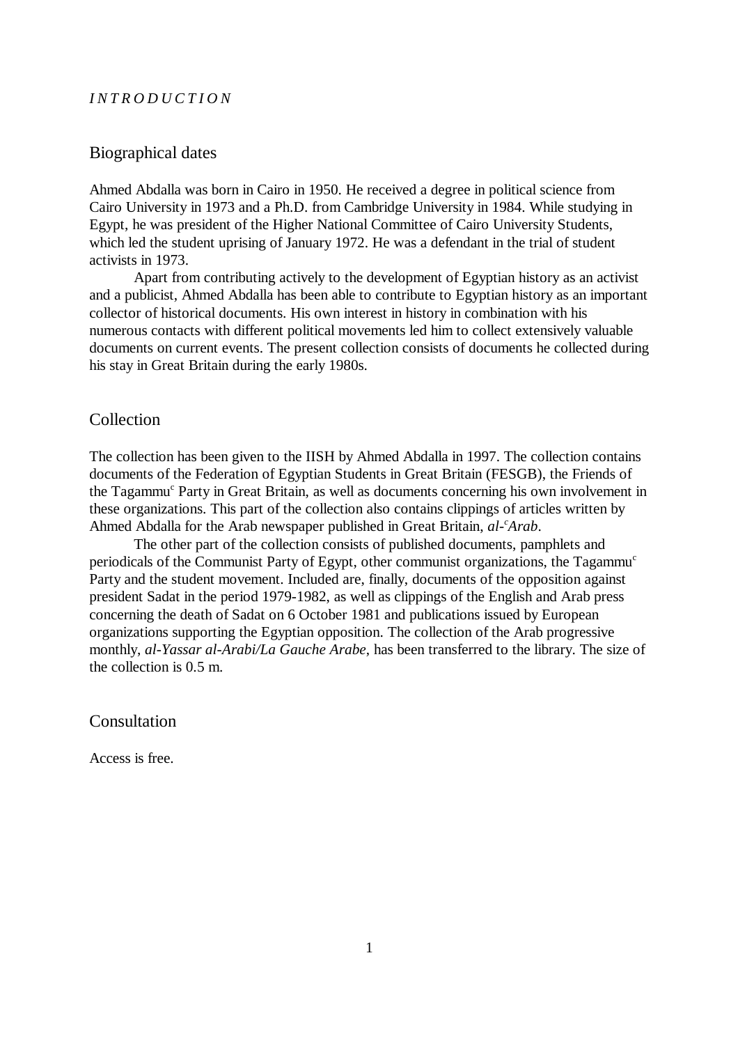*I N T R O D U C T I O N*

## Biographical dates

Ahmed Abdalla was born in Cairo in 1950. He received a degree in political science from Cairo University in 1973 and a Ph.D. from Cambridge University in 1984. While studying in Egypt, he was president of the Higher National Committee of Cairo University Students, which led the student uprising of January 1972. He was a defendant in the trial of student activists in 1973.

Apart from contributing actively to the development of Egyptian history as an activist and a publicist, Ahmed Abdalla has been able to contribute to Egyptian history as an important collector of historical documents. His own interest in history in combination with his numerous contacts with different political movements led him to collect extensively valuable documents on current events. The present collection consists of documents he collected during his stay in Great Britain during the early 1980s.

## Collection

The collection has been given to the IISH by Ahmed Abdalla in 1997. The collection contains documents of the Federation of Egyptian Students in Great Britain (FESGB), the Friends of the Tagammu<sup>c</sup> Party in Great Britain, as well as documents concerning his own involvement in these organizations. This part of the collection also contains clippings of articles written by Ahmed Abdalla for the Arab newspaper published in Great Britain, *al-<sup>c</sup>Arab*.

The other part of the collection consists of published documents, pamphlets and periodicals of the Communist Party of Egypt, other communist organizations, the Tagammu<sup>c</sup> Party and the student movement. Included are, finally, documents of the opposition against president Sadat in the period 1979-1982, as well as clippings of the English and Arab press concerning the death of Sadat on 6 October 1981 and publications issued by European organizations supporting the Egyptian opposition. The collection of the Arab progressive monthly, *al-Yassar al-Arabi/La Gauche Arabe*, has been transferred to the library. The size of the collection is 0.5 m.

## Consultation

Access is free.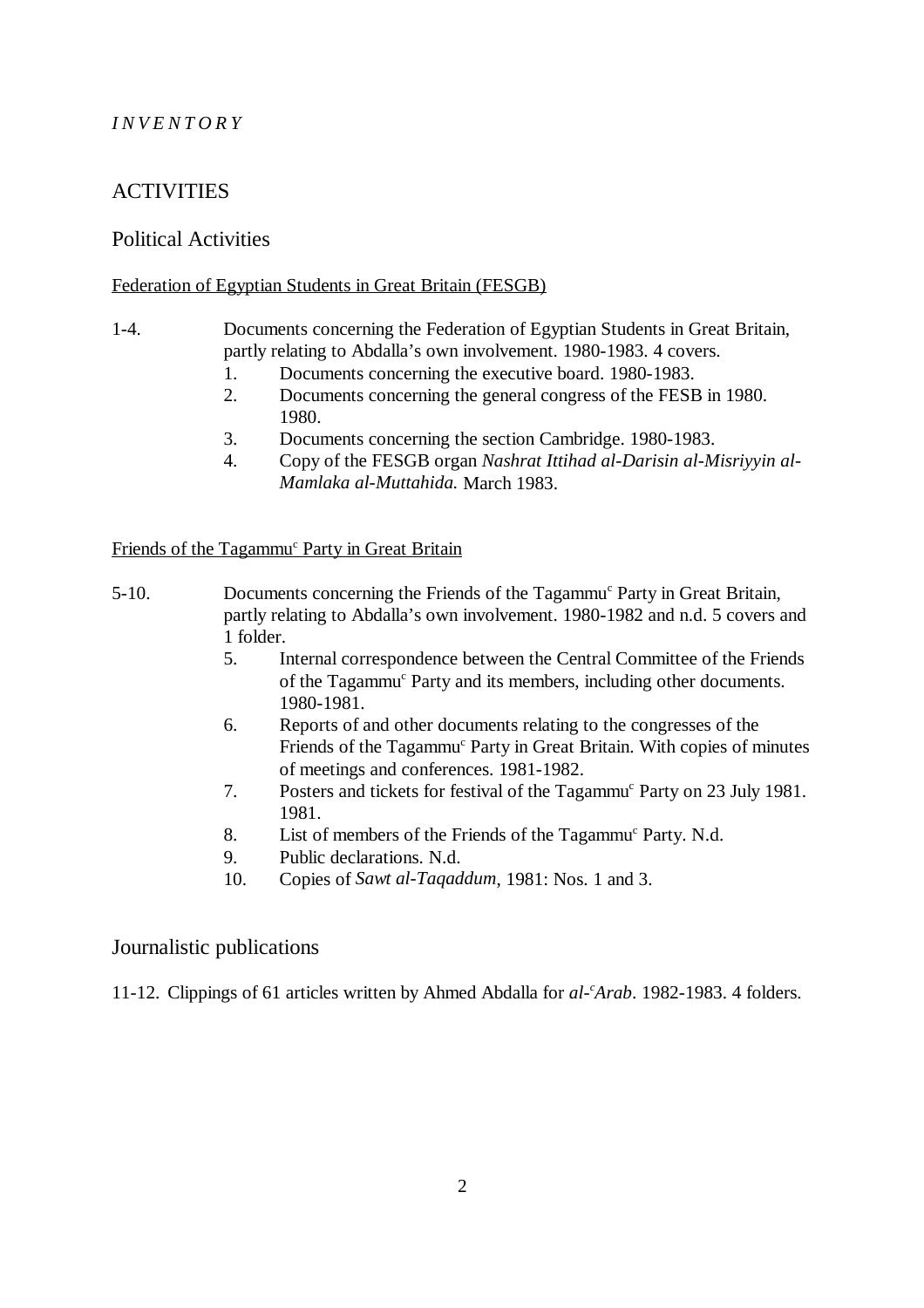*INVENTORY*

## ACTIVITIES

### Political Activities

#### Federation of Egyptian Students in Great Britain (FESGB)

1-4. Documents concerning the Federation of Egyptian Students in Great Britain, partly relating to Abdalla's own involvement. 1980-1983. 4 covers.

1. Documents concerning the executive board. 1980-1983.
2. Documents concerning the general congress of the FESB in 1980. 1980.
3. Documents concerning the section Cambridge. 1980-1983.
4. Copy of the FESGB organ *Nashrat Ittihad al-Darisin al-Misriyyin al-Mamlaka al-Muttahida.* March 1983.

#### Friends of the Tagammu[c] Party in Great Britain

5-10. Documents concerning the Friends of the Tagammu[c] Party in Great Britain, partly relating to Abdalla's own involvement. 1980-1982 and n.d. 5 covers and 1 folder.

5. Internal correspondence between the Central Committee of the Friends of the Tagammu[c] Party and its members, including other documents. 1980-1981.
6. Reports of and other documents relating to the congresses of the Friends of the Tagammu[c] Party in Great Britain. With copies of minutes of meetings and conferences. 1981-1982.
7. Posters and tickets for festival of the Tagammu[c] Party on 23 July 1981. 1981.
8. List of members of the Friends of the Tagammu[c] Party. N.d.
9. Public declarations. N.d.
10. Copies of *Sawt al-Taqaddum*, 1981: Nos. 1 and 3.

### Journalistic publications

11-12. Clippings of 61 articles written by Ahmed Abdalla for *al-[c]Arab*. 1982-1983. 4 folders.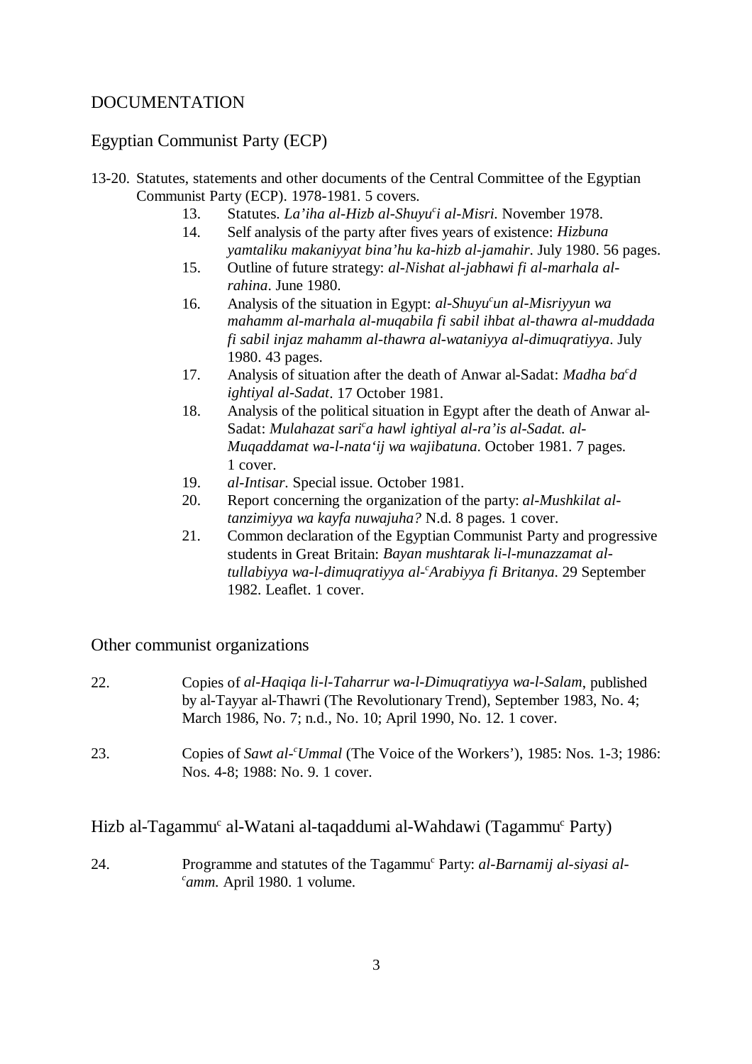# DOCUMENTATION

## Egyptian Communist Party (ECP)

13-20. Statutes, statements and other documents of the Central Committee of the Egyptian Communist Party (ECP). 1978-1981. 5 covers.

13. Statutes. *La'iha al-Hizb al-Shuyu[c]i al-Misri*. November 1978.
14. Self analysis of the party after fives years of existence: *Hizbuna yamtaliku makaniyyat bina'hu ka-hizb al-jamahir*. July 1980. 56 pages.
15. Outline of future strategy: *al-Nishat al-jabhawi fi al-marhala al-rahina*. June 1980.
16. Analysis of the situation in Egypt: *al-Shuyu[c]un al-Misriyyun wa mahamm al-marhala al-muqabila fi sabil ihbat al-thawra al-muddada fi sabil injaz mahamm al-thawra al-wataniyya al-dimuqratiyya*. July 1980. 43 pages.
17. Analysis of situation after the death of Anwar al-Sadat: *Madha ba[c]d ightiyal al-Sadat*. 17 October 1981.
18. Analysis of the political situation in Egypt after the death of Anwar al-Sadat: *Mulahazat sari[c]a hawl ightiyal al-ra'is al-Sadat. al-Muqaddamat wa-l-nata'ij wa wajibatuna*. October 1981. 7 pages. 1 cover.
19. *al-Intisar*. Special issue. October 1981.
20. Report concerning the organization of the party: *al-Mushkilat al-tanzimiyya wa kayfa nuwajuha?* N.d. 8 pages. 1 cover.
21. Common declaration of the Egyptian Communist Party and progressive students in Great Britain: *Bayan mushtarak li-l-munazzamat al-tullabiyya wa-l-dimuqratiyya al-[c]Arabiyya fi Britanya*. 29 September 1982. Leaflet. 1 cover.

## Other communist organizations

22. Copies of *al-Haqiqa li-l-Taharrur wa-l-Dimuqratiyya wa-l-Salam*, published by al-Tayyar al-Thawri (The Revolutionary Trend), September 1983, No. 4; March 1986, No. 7; n.d., No. 10; April 1990, No. 12. 1 cover.

23. Copies of *Sawt al-[c]Ummal* (The Voice of the Workers'), 1985: Nos. 1-3; 1986: Nos. 4-8; 1988: No. 9. 1 cover.

## Hizb al-Tagammu[c] al-Watani al-taqaddumi al-Wahdawi (Tagammu[c] Party)

24. Programme and statutes of the Tagammu[c] Party: *al-Barnamij al-siyasi al-[c]amm*. April 1980. 1 volume.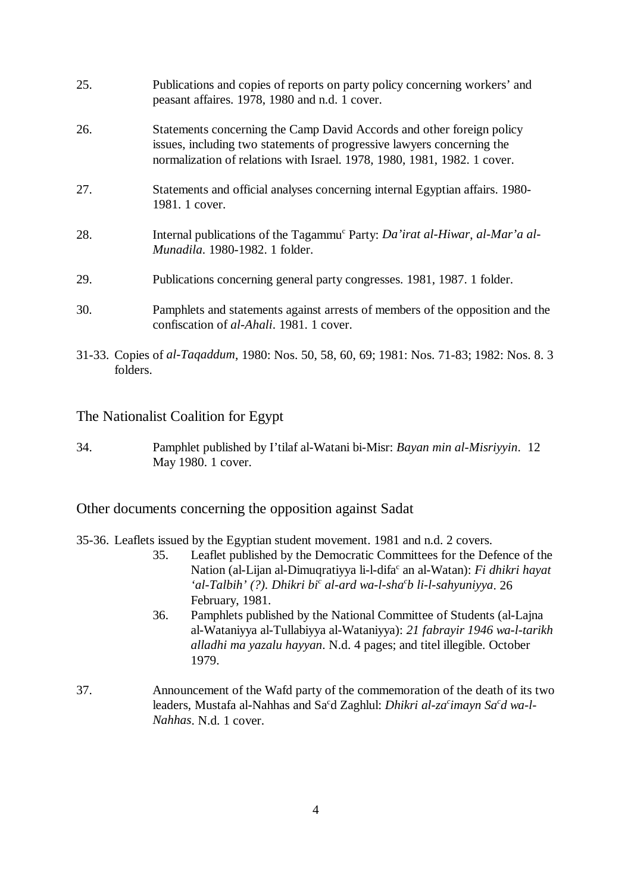25. Publications and copies of reports on party policy concerning workers' and peasant affaires. 1978, 1980 and n.d. 1 cover.

26. Statements concerning the Camp David Accords and other foreign policy issues, including two statements of progressive lawyers concerning the normalization of relations with Israel. 1978, 1980, 1981, 1982. 1 cover.

27. Statements and official analyses concerning internal Egyptian affairs. 1980-1981. 1 cover.

28. Internal publications of the Tagammu[c] Party: *Da'irat al-Hiwar*, *al-Mar'a al-Munadila*. 1980-1982. 1 folder.

29. Publications concerning general party congresses. 1981, 1987. 1 folder.

30. Pamphlets and statements against arrests of members of the opposition and the confiscation of *al-Ahali*. 1981. 1 cover.

31-33. Copies of *al-Taqaddum*, 1980: Nos. 50, 58, 60, 69; 1981: Nos. 71-83; 1982: Nos. 8. 3 folders.

## The Nationalist Coalition for Egypt

34. Pamphlet published by I'tilaf al-Watani bi-Misr: *Bayan min al-Misriyyin*. 12 May 1980. 1 cover.

## Other documents concerning the opposition against Sadat

35-36. Leaflets issued by the Egyptian student movement. 1981 and n.d. 2 covers.

- 35. Leaflet published by the Democratic Committees for the Defence of the Nation (al-Lijan al-Dimuqratiyya li-l-difa[c] an al-Watan): *Fi dhikri hayat 'al-Talbih' (?). Dhikri bi[c] al-ard wa-l-sha[c]b li-l-sahyuniyya*. 26 February, 1981.
- 36. Pamphlets published by the National Committee of Students (al-Lajna al-Wataniyya al-Tullabiyya al-Wataniyya): *21 fabrayir 1946 wa-l-tarikh alladhi ma yazalu hayyan*. N.d. 4 pages; and titel illegible. October 1979.

37. Announcement of the Wafd party of the commemoration of the death of its two leaders, Mustafa al-Nahhas and Sa[c]d Zaghlul: *Dhikri al-za[c]imayn Sa[c]d wa-l-Nahhas*. N.d. 1 cover.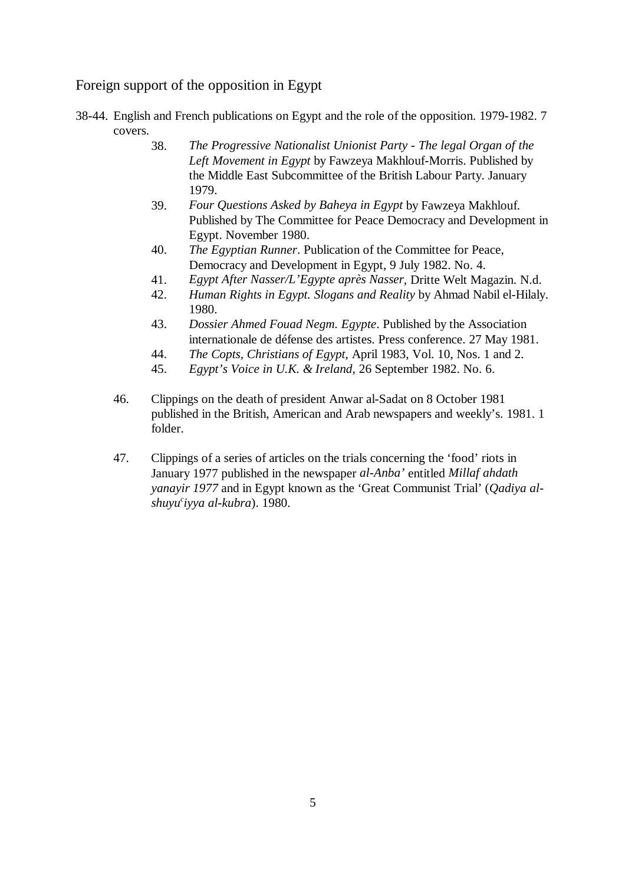## Foreign support of the opposition in Egypt

38-44. English and French publications on Egypt and the role of the opposition. 1979-1982. 7 covers.

- 38. *The Progressive Nationalist Unionist Party - The legal Organ of the Left Movement in Egypt* by Fawzeya Makhlouf-Morris. Published by the Middle East Subcommittee of the British Labour Party. January 1979.
- 39. *Four Questions Asked by Baheya in Egypt* by Fawzeya Makhlouf. Published by The Committee for Peace Democracy and Development in Egypt. November 1980.
- 40. *The Egyptian Runner*. Publication of the Committee for Peace, Democracy and Development in Egypt, 9 July 1982. No. 4.
- 41. *Egypt After Nasser/L'Egypte après Nasser*, Dritte Welt Magazin. N.d.
- 42. *Human Rights in Egypt. Slogans and Reality* by Ahmad Nabil el-Hilaly. 1980.
- 43. *Dossier Ahmed Fouad Negm. Egypte*. Published by the Association internationale de défense des artistes. Press conference. 27 May 1981.
- 44. *The Copts, Christians of Egypt*, April 1983, Vol. 10, Nos. 1 and 2.
- 45. *Egypt's Voice in U.K. & Ireland*, 26 September 1982. No. 6.

46. Clippings on the death of president Anwar al-Sadat on 8 October 1981 published in the British, American and Arab newspapers and weekly's. 1981. 1 folder.

47. Clippings of a series of articles on the trials concerning the 'food' riots in January 1977 published in the newspaper *al-Anba'* entitled *Millaf ahdath yanayir 1977* and in Egypt known as the 'Great Communist Trial' (*Qadiya al-shuyuᶜiyya al-kubra*). 1980.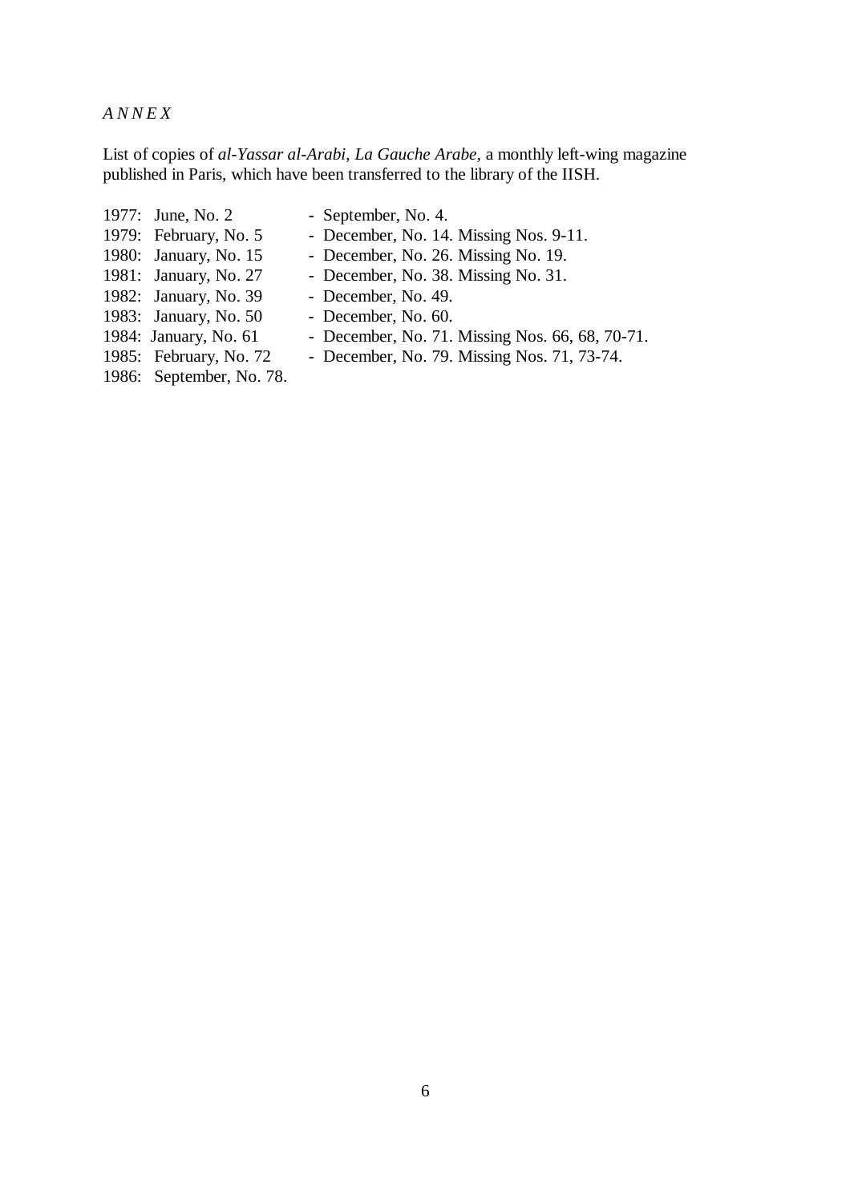*A N N E X*

List of copies of *al-Yassar al-Arabi*, *La Gauche Arabe*, a monthly left-wing magazine published in Paris, which have been transferred to the library of the IISH.

| | |
|---|---|
| 1977: June, No. 2 | - September, No. 4. |
| 1979: February, No. 5 | - December, No. 14. Missing Nos. 9-11. |
| 1980: January, No. 15 | - December, No. 26. Missing No. 19. |
| 1981: January, No. 27 | - December, No. 38. Missing No. 31. |
| 1982: January, No. 39 | - December, No. 49. |
| 1983: January, No. 50 | - December, No. 60. |
| 1984: January, No. 61 | - December, No. 71. Missing Nos. 66, 68, 70-71. |
| 1985: February, No. 72 | - December, No. 79. Missing Nos. 71, 73-74. |
| 1986: September, No. 78. | |